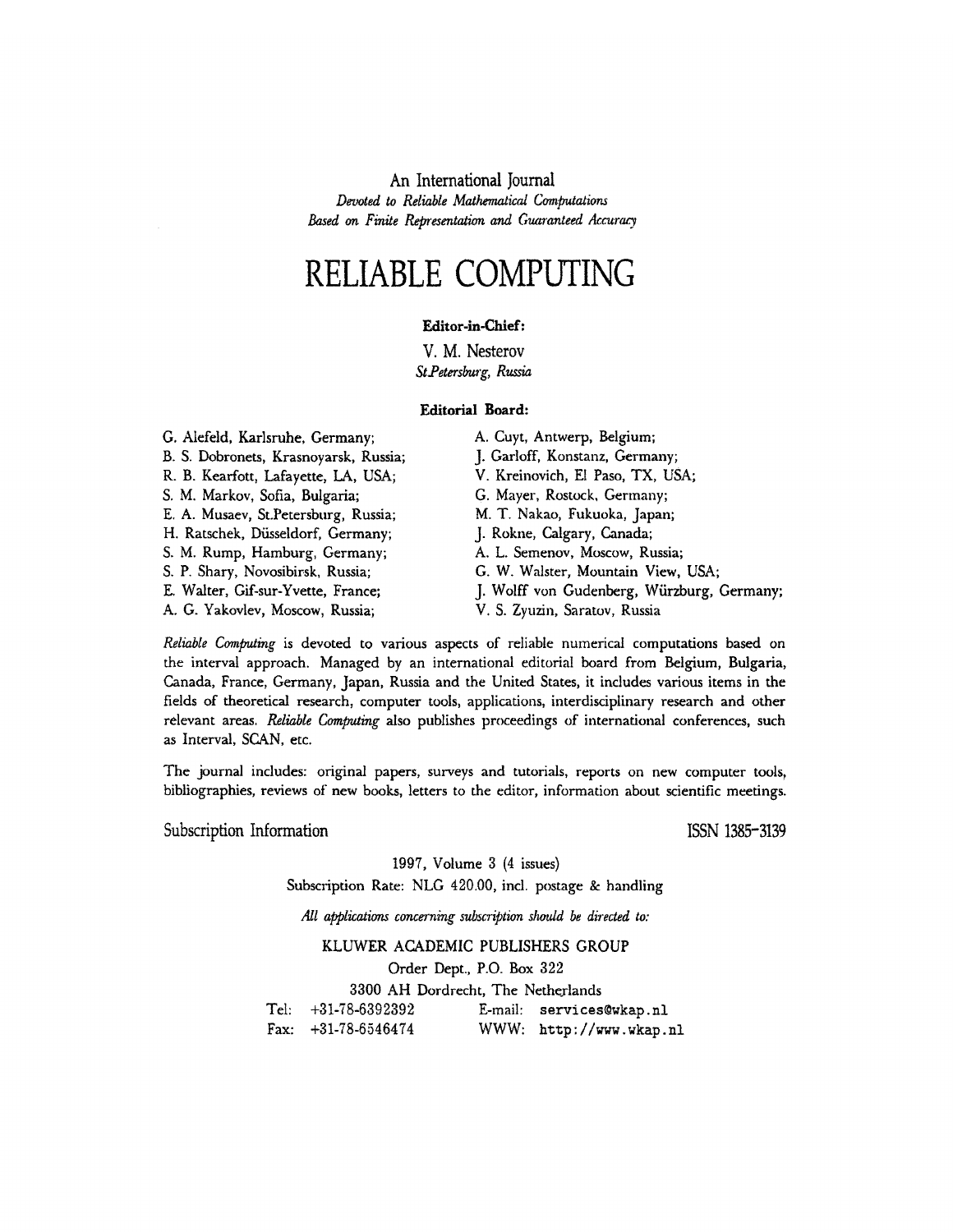An International Journal

*Devoted to Reliable Mathematical Computations*
*Based on Finite Representation and Guaranteed Accuracy*

# RELIABLE COMPUTING

**Editor-in-Chief:**

V. M. Nesterov
*St.Petersburg, Russia*

**Editorial Board:**

G. Alefeld, Karlsruhe, Germany;
B. S. Dobronets, Krasnoyarsk, Russia;
R. B. Kearfott, Lafayette, LA, USA;
S. M. Markov, Sofia, Bulgaria;
E. A. Musaev, St.Petersburg, Russia;
H. Ratschek, Düsseldorf, Germany;
S. M. Rump, Hamburg, Germany;
S. P. Shary, Novosibirsk, Russia;
E. Walter, Gif-sur-Yvette, France;
A. G. Yakovlev, Moscow, Russia;
A. Cuyt, Antwerp, Belgium;
J. Garloff, Konstanz, Germany;
V. Kreinovich, El Paso, TX, USA;
G. Mayer, Rostock, Germany;
M. T. Nakao, Fukuoka, Japan;
J. Rokne, Calgary, Canada;
A. L. Semenov, Moscow, Russia;
G. W. Walster, Mountain View, USA;
J. Wolff von Gudenberg, Würzburg, Germany;
V. S. Zyuzin, Saratov, Russia

*Reliable Computing* is devoted to various aspects of reliable numerical computations based on the interval approach. Managed by an international editorial board from Belgium, Bulgaria, Canada, France, Germany, Japan, Russia and the United States, it includes various items in the fields of theoretical research, computer tools, applications, interdisciplinary research and other relevant areas. *Reliable Computing* also publishes proceedings of international conferences, such as Interval, SCAN, etc.

The journal includes: original papers, surveys and tutorials, reports on new computer tools, bibliographies, reviews of new books, letters to the editor, information about scientific meetings.

Subscription Information

ISSN 1385-3139

1997, Volume 3 (4 issues)

Subscription Rate: NLG 420.00, incl. postage & handling

*All applications concerning subscription should be directed to:*

KLUWER ACADEMIC PUBLISHERS GROUP
Order Dept., P.O. Box 322
3300 AH Dordrecht, The Netherlands

Tel: +31-78-6392392
Fax: +31-78-6546474
E-mail: services@wkap.nl
WWW: http://www.wkap.nl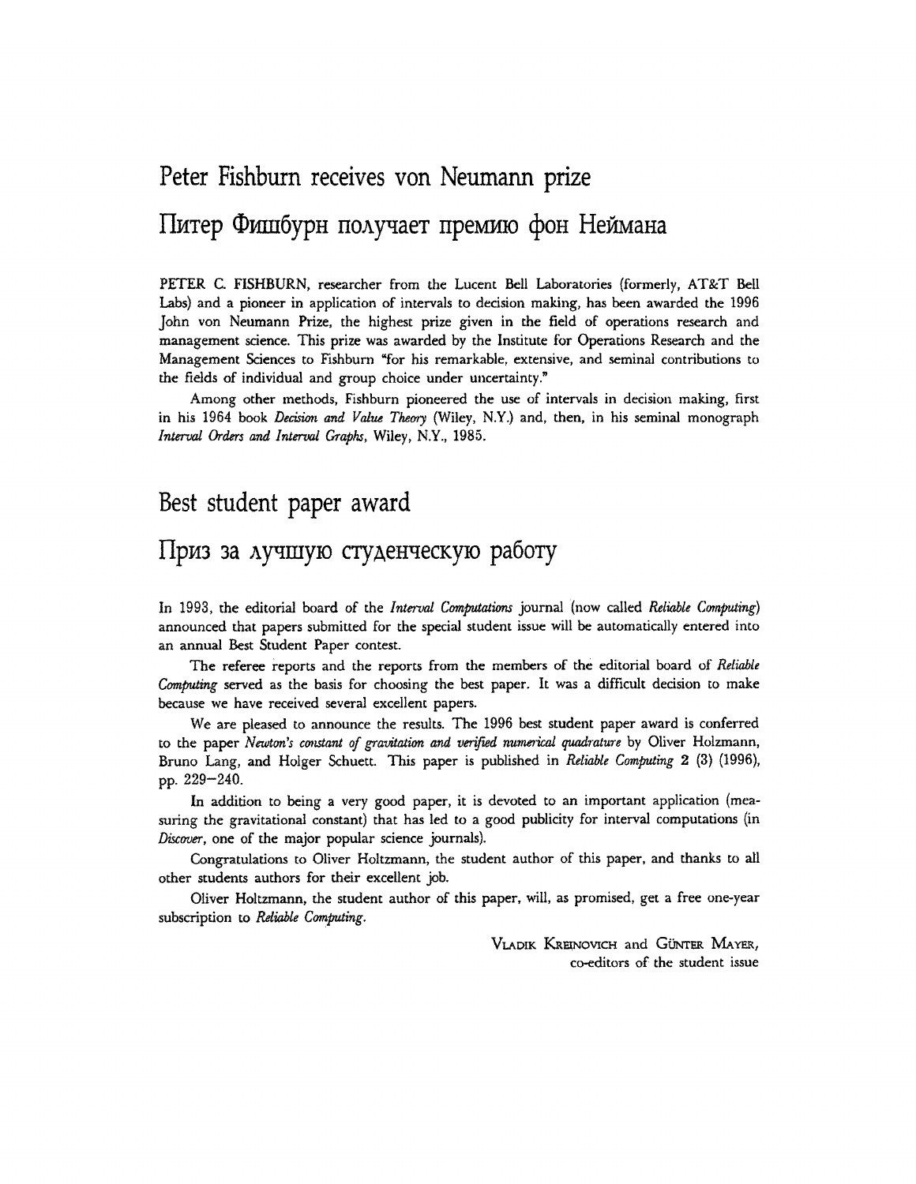## Peter Fishburn receives von Neumann prize

## Питер Фишбурн получает премию фон Неймана

PETER C. FISHBURN, researcher from the Lucent Bell Laboratories (formerly, AT&T Bell Labs) and a pioneer in application of intervals to decision making, has been awarded the 1996 John von Neumann Prize, the highest prize given in the field of operations research and management science. This prize was awarded by the Institute for Operations Research and the Management Sciences to Fishburn "for his remarkable, extensive, and seminal contributions to the fields of individual and group choice under uncertainty."

Among other methods, Fishburn pioneered the use of intervals in decision making, first in his 1964 book *Decision and Value Theory* (Wiley, N.Y.) and, then, in his seminal monograph *Interval Orders and Interval Graphs*, Wiley, N.Y., 1985.

## Best student paper award

## Приз за лучшую студенческую работу

In 1993, the editorial board of the *Interval Computations* journal (now called *Reliable Computing*) announced that papers submitted for the special student issue will be automatically entered into an annual Best Student Paper contest.

The referee reports and the reports from the members of the editorial board of *Reliable Computing* served as the basis for choosing the best paper. It was a difficult decision to make because we have received several excellent papers.

We are pleased to announce the results. The 1996 best student paper award is conferred to the paper *Newton's constant of gravitation and verified numerical quadrature* by Oliver Holzmann, Bruno Lang, and Holger Schuett. This paper is published in *Reliable Computing* 2 (3) (1996), pp. 229–240.

In addition to being a very good paper, it is devoted to an important application (measuring the gravitational constant) that has led to a good publicity for interval computations (in *Discover*, one of the major popular science journals).

Congratulations to Oliver Holtzmann, the student author of this paper, and thanks to all other students authors for their excellent job.

Oliver Holtzmann, the student author of this paper, will, as promised, get a free one-year subscription to *Reliable Computing*.

VLADIK KREINOVICH and GÜNTER MAYER,
co-editors of the student issue